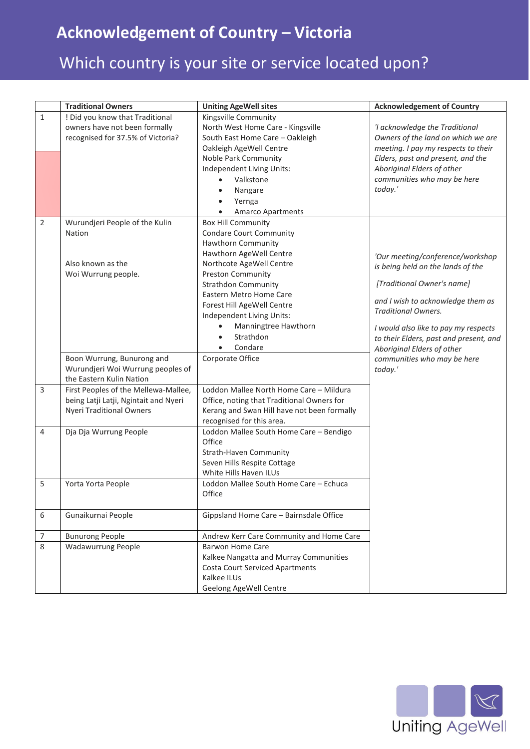# Acknowledgement of Country – Victoria

## Which country is your site or service located upon?

| | Traditional Owners | Uniting AgeWell sites | Acknowledgement of Country |
|---|---|---|---|
| 1 | ! Did you know that Traditional owners have not been formally recognised for 37.5% of Victoria? | Kingsville Community<br>North West Home Care - Kingsville<br>South East Home Care – Oakleigh<br>Oakleigh AgeWell Centre<br>Noble Park Community<br>Independent Living Units:<br>• Valkstone<br>• Nangare<br>• Yernga<br>• Amarco Apartments | *'I acknowledge the Traditional Owners of the land on which we are meeting. I pay my respects to their Elders, past and present, and the Aboriginal Elders of other communities who may be here today.'* |
| 2 | Wurundjeri People of the Kulin Nation<br><br>Also known as the Woi Wurrung people. | Box Hill Community<br>Condare Court Community<br>Hawthorn Community<br>Hawthorn AgeWell Centre<br>Northcote AgeWell Centre<br>Preston Community<br>Strathdon Community<br>Eastern Metro Home Care<br>Forest Hill AgeWell Centre<br>Independent Living Units:<br>• Manningtree Hawthorn<br>• Strathdon<br>• Condare | *'Our meeting/conference/workshop is being held on the lands of the*<br><br>*[Traditional Owner's name]*<br><br>*and I wish to acknowledge them as Traditional Owners.*<br><br>*I would also like to pay my respects to their Elders, past and present, and Aboriginal Elders of other communities who may be here today.'* |
| | Boon Wurrung, Bunurong and Wurundjeri Woi Wurrung peoples of the Eastern Kulin Nation | Corporate Office | |
| 3 | First Peoples of the Mellewa-Mallee, being Latji Latji, Ngintait and Nyeri Nyeri Traditional Owners | Loddon Mallee North Home Care – Mildura Office, noting that Traditional Owners for Kerang and Swan Hill have not been formally recognised for this area. | |
| 4 | Dja Dja Wurrung People | Loddon Mallee South Home Care – Bendigo Office<br>Strath-Haven Community<br>Seven Hills Respite Cottage<br>White Hills Haven ILUs | |
| 5 | Yorta Yorta People | Loddon Mallee South Home Care – Echuca Office | |
| 6 | Gunaikurnai People | Gippsland Home Care – Bairnsdale Office | |
| 7 | Bunurong People | Andrew Kerr Care Community and Home Care | |
| 8 | Wadawurrung People | Barwon Home Care<br>Kalkee Nangatta and Murray Communities<br>Costa Court Serviced Apartments<br>Kalkee ILUs<br>Geelong AgeWell Centre | |

Uniting AgeWell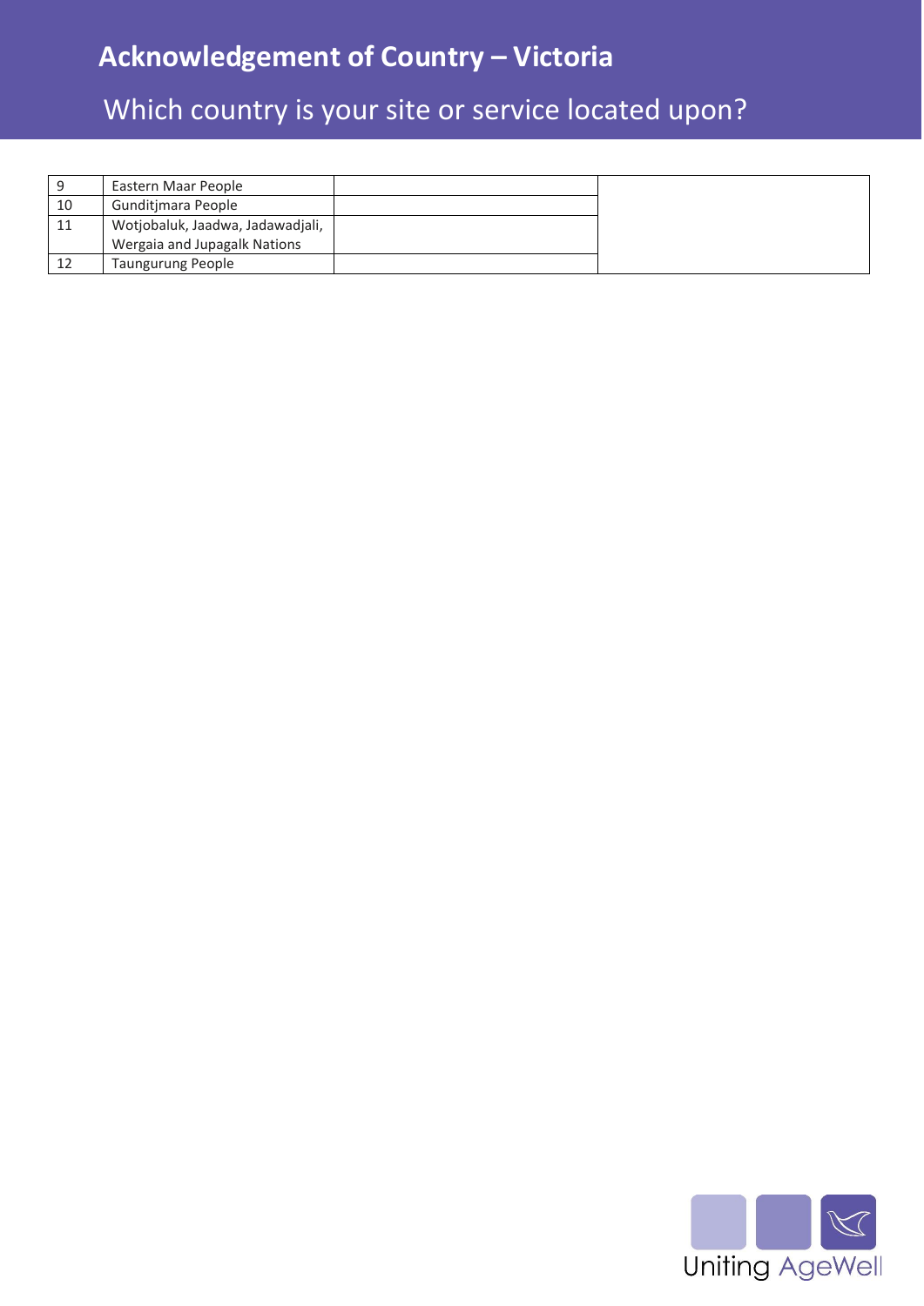## Acknowledgement of Country – Victoria

Which country is your site or service located upon?

| | | | |
|---|---|---|---|
| 9 | Eastern Maar People | | |
| 10 | Gunditjmara People | | |
| 11 | Wotjobaluk, Jaadwa, Jadawadjali, Wergaia and Jupagalk Nations | | |
| 12 | Taungurung People | | |